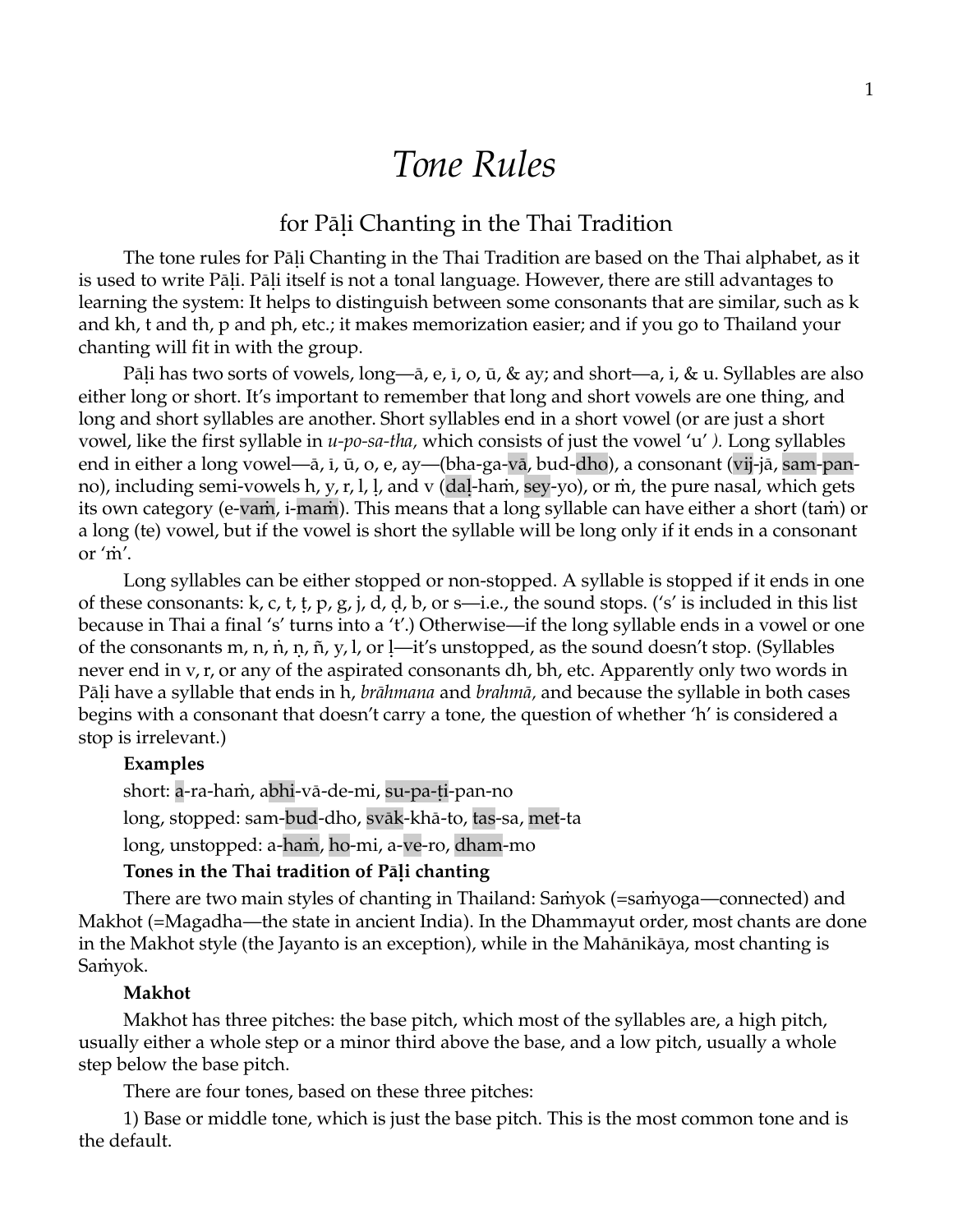# *Tone Rules*

## for Pāḷi Chanting in the Thai Tradition

The tone rules for Pāḷi Chanting in the Thai Tradition are based on the Thai alphabet, as it is used to write Pāḷi. Pāḷi itself is not a tonal language. However, there are still advantages to learning the system: It helps to distinguish between some consonants that are similar, such as k and kh, t and th, p and ph, etc.; it makes memorization easier; and if you go to Thailand your chanting will fit in with the group.

Pāḷi has two sorts of vowels, long—ā, e, ī, o, ū, & ay; and short—a, i, & u. Syllables are also either long or short. It's important to remember that long and short vowels are one thing, and long and short syllables are another. Short syllables end in a short vowel (or are just a short vowel, like the first syllable in *u-po-sa-tha,* which consists of just the vowel 'u' *).* Long syllables end in either a long vowel—ā, ī, ū, o, e, ay—(bha-ga-vā, bud-dho), a consonant (vij-jā, sam-pan-no), including semi-vowels h, y, r, l, ḷ, and v (daḷ-haṁ, sey-yo), or ṁ, the pure nasal, which gets its own category (e-vaṁ, i-maṁ). This means that a long syllable can have either a short (taṁ) or a long (te) vowel, but if the vowel is short the syllable will be long only if it ends in a consonant or 'ṁ'.

Long syllables can be either stopped or non-stopped. A syllable is stopped if it ends in one of these consonants: k, c, t, ṭ, p, g, j, d, ḍ, b, or s—i.e., the sound stops. ('s' is included in this list because in Thai a final 's' turns into a 't'.) Otherwise—if the long syllable ends in a vowel or one of the consonants m, n, ṅ, ṇ, ñ, y, l, or ḷ—it's unstopped, as the sound doesn't stop. (Syllables never end in v, r, or any of the aspirated consonants dh, bh, etc. Apparently only two words in Pāḷi have a syllable that ends in h, *brāhmana* and *brahmā,* and because the syllable in both cases begins with a consonant that doesn't carry a tone, the question of whether 'h' is considered a stop is irrelevant.)

**Examples**

short: a-ra-haṁ, abhi-vā-de-mi, su-pa-ṭi-pan-no

long, stopped: sam-bud-dho, svāk-khā-to, tas-sa, met-ta

long, unstopped: a-haṁ, ho-mi, a-ve-ro, dham-mo

**Tones in the Thai tradition of Pāḷi chanting**

There are two main styles of chanting in Thailand: Saṁyok (=saṁyoga—connected) and Makhot (=Magadha—the state in ancient India). In the Dhammayut order, most chants are done in the Makhot style (the Jayanto is an exception), while in the Mahānikāya, most chanting is Saṁyok.

**Makhot**

Makhot has three pitches: the base pitch, which most of the syllables are, a high pitch, usually either a whole step or a minor third above the base, and a low pitch, usually a whole step below the base pitch.

There are four tones, based on these three pitches:

1) Base or middle tone, which is just the base pitch. This is the most common tone and is the default.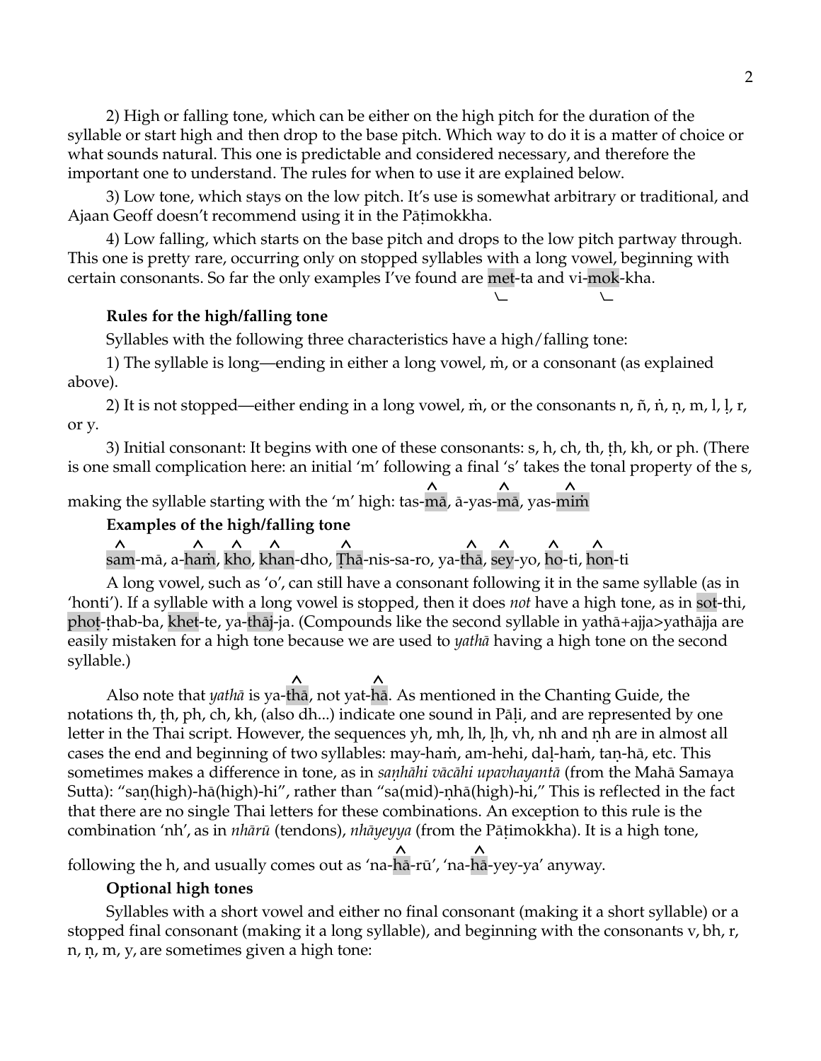2) High or falling tone, which can be either on the high pitch for the duration of the syllable or start high and then drop to the base pitch. Which way to do it is a matter of choice or what sounds natural. This one is predictable and considered necessary, and therefore the important one to understand. The rules for when to use it are explained below.

3) Low tone, which stays on the low pitch. It's use is somewhat arbitrary or traditional, and Ajaan Geoff doesn't recommend using it in the Pāṭimokkha.

4) Low falling, which starts on the base pitch and drops to the low pitch partway through. This one is pretty rare, occurring only on stopped syllables with a long vowel, beginning with certain consonants. So far the only examples I've found are met-ta and vi-mok-kha.

**Rules for the high/falling tone**

Syllables with the following three characteristics have a high/falling tone:

1) The syllable is long—ending in either a long vowel, ṁ, or a consonant (as explained above).

2) It is not stopped—either ending in a long vowel, ṁ, or the consonants n, ñ, ṅ, ṇ, m, l, ḷ, r, or y.

3) Initial consonant: It begins with one of these consonants: s, h, ch, th, ṭh, kh, or ph. (There is one small complication here: an initial 'm' following a final 's' takes the tonal property of the s, making the syllable starting with the 'm' high: tas-mā, ā-yas-mā, yas-miṁ

**Examples of the high/falling tone**

sam-mā, a-haṁ, kho, khan-dho, Ṭhā-nis-sa-ro, ya-thā, sey-yo, ho-ti, hon-ti

A long vowel, such as 'o', can still have a consonant following it in the same syllable (as in 'honti'). If a syllable with a long vowel is stopped, then it does *not* have a high tone, as in sot-thi, phoṭ-ṭhab-ba, khet-te, ya-thāj-ja. (Compounds like the second syllable in yathā+ajja>yathājja are easily mistaken for a high tone because we are used to *yathā* having a high tone on the second syllable.)

Also note that *yathā* is ya-thā, not yat-hā. As mentioned in the Chanting Guide, the notations th, ṭh, ph, ch, kh, (also dh...) indicate one sound in Pāḷi, and are represented by one letter in the Thai script. However, the sequences yh, mh, lh, ḷh, vh, nh and ṇh are in almost all cases the end and beginning of two syllables: may-haṁ, am-hehi, daḷ-haṁ, taṇ-hā, etc. This sometimes makes a difference in tone, as in *saṇhāhi vācāhi upavhayantā* (from the Mahā Samaya Sutta): "saṇ(high)-hā(high)-hi", rather than "sa(mid)-ṇhā(high)-hi," This is reflected in the fact that there are no single Thai letters for these combinations. An exception to this rule is the combination 'nh', as in *nhārū* (tendons), *nhāyeyya* (from the Pāṭimokkha). It is a high tone, following the h, and usually comes out as 'na-hā-rū', 'na-hā-yey-ya' anyway.

**Optional high tones**

Syllables with a short vowel and either no final consonant (making it a short syllable) or a stopped final consonant (making it a long syllable), and beginning with the consonants v, bh, r, n, ṇ, m, y, are sometimes given a high tone: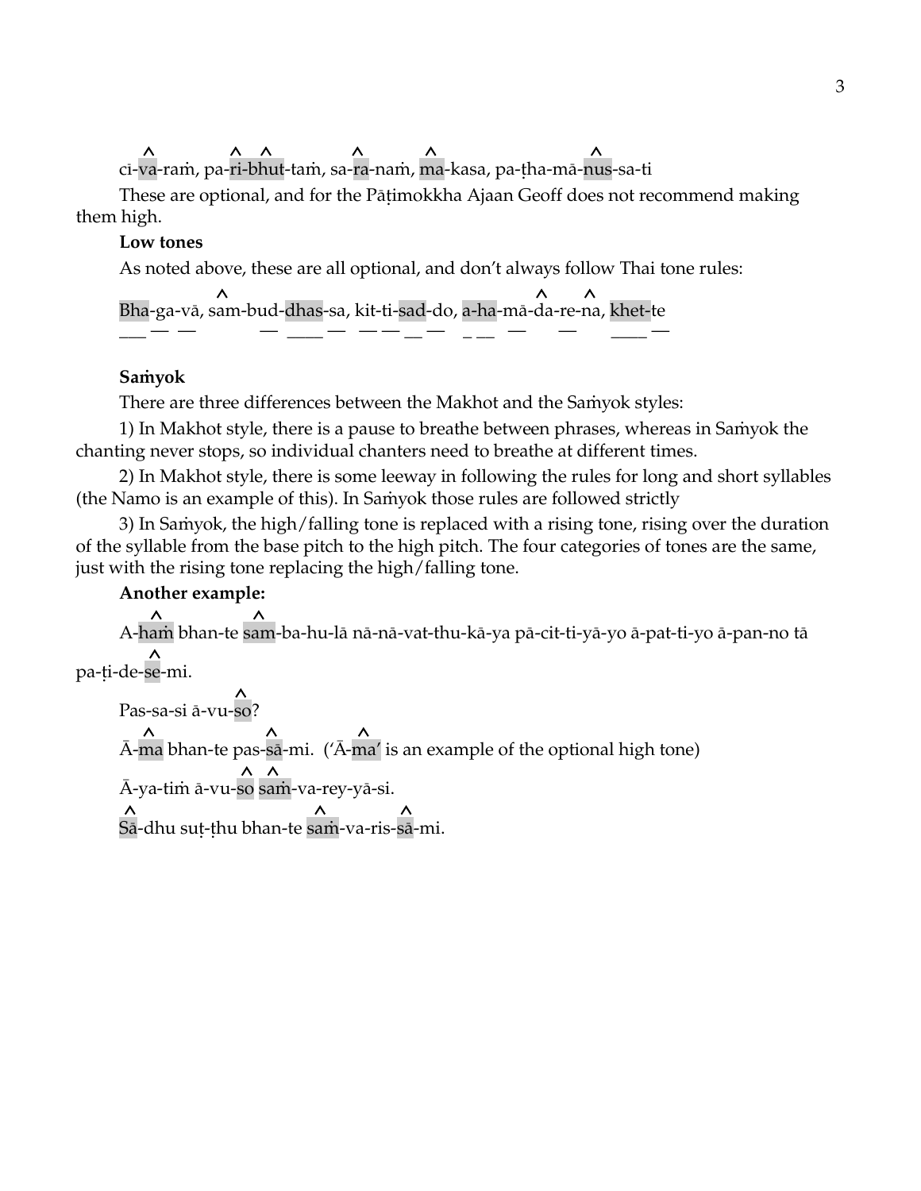cī-va-raṁ, pa-ri-bhut-taṁ, sa-ra-naṁ, ma-kasa, pa-ṭha-mā-nus-sa-ti

These are optional, and for the Pāṭimokkha Ajaan Geoff does not recommend making them high.

**Low tones**

As noted above, these are all optional, and don't always follow Thai tone rules:

Bha-ga-vā, sam-bud-dhas-sa, kit-ti-sad-do, a-ha-mā-da-re-na, khet-te

**Saṁyok**

There are three differences between the Makhot and the Saṁyok styles:

1) In Makhot style, there is a pause to breathe between phrases, whereas in Saṁyok the chanting never stops, so individual chanters need to breathe at different times.

2) In Makhot style, there is some leeway in following the rules for long and short syllables (the Namo is an example of this). In Saṁyok those rules are followed strictly

3) In Saṁyok, the high/falling tone is replaced with a rising tone, rising over the duration of the syllable from the base pitch to the high pitch. The four categories of tones are the same, just with the rising tone replacing the high/falling tone.

**Another example:**

A-haṁ bhan-te sam-ba-hu-lā nā-nā-vat-thu-kā-ya pā-cit-ti-yā-yo ā-pat-ti-yo ā-pan-no tā pa-ṭi-de-se-mi.

Pas-sa-si ā-vu-so?

Ā-ma bhan-te pas-sā-mi. ('Ā-ma' is an example of the optional high tone)

Ā-ya-tiṁ ā-vu-so saṁ-va-rey-yā-si.

Sā-dhu suṭ-ṭhu bhan-te saṁ-va-ris-sā-mi.